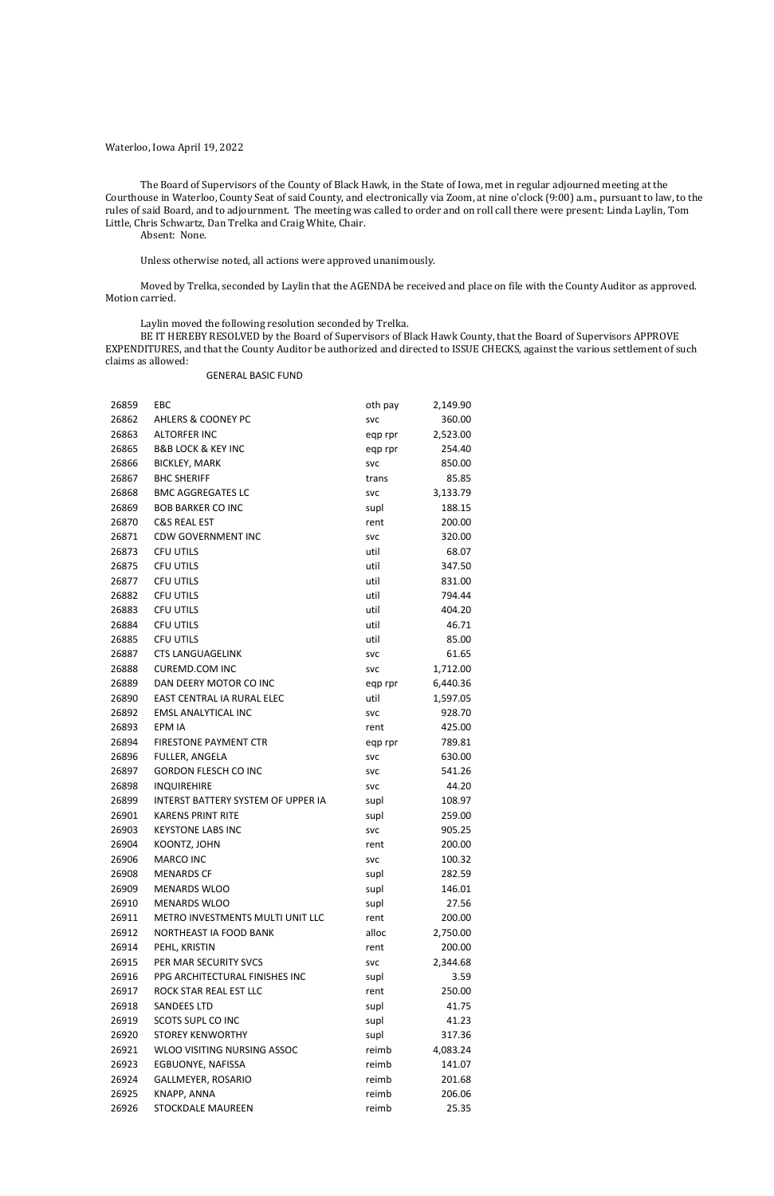Waterloo, Iowa April 19, 2022

The Board of Supervisors of the County of Black Hawk, in the State of Iowa, met in regular adjourned meeting at the Courthouse in Waterloo, County Seat of said County, and electronically via Zoom, at nine o'clock (9:00) a.m., pursuant to law, to the rules of said Board, and to adjournment. The meeting was called to order and on roll call there were present: Linda Laylin, Tom Little, Chris Schwartz, Dan Trelka and Craig White, Chair.

Absent: None.

Unless otherwise noted, all actions were approved unanimously.

Moved by Trelka, seconded by Laylin that the AGENDA be received and place on file with the County Auditor as approved. Motion carried.

Laylin moved the following resolution seconded by Trelka.

BE IT HEREBY RESOLVED by the Board of Supervisors of Black Hawk County, that the Board of Supervisors APPROVE EXPENDITURES, and that the County Auditor be authorized and directed to ISSUE CHECKS, against the various settlement of such claims as allowed:

GENERAL BASIC FUND

| | | | |
|---|---|---|---|
| 26859 | EBC | oth pay | 2,149.90 |
| 26862 | AHLERS & COONEY PC | svc | 360.00 |
| 26863 | ALTORFER INC | eqp rpr | 2,523.00 |
| 26865 | B&B LOCK & KEY INC | eqp rpr | 254.40 |
| 26866 | BICKLEY, MARK | svc | 850.00 |
| 26867 | BHC SHERIFF | trans | 85.85 |
| 26868 | BMC AGGREGATES LC | svc | 3,133.79 |
| 26869 | BOB BARKER CO INC | supl | 188.15 |
| 26870 | C&S REAL EST | rent | 200.00 |
| 26871 | CDW GOVERNMENT INC | svc | 320.00 |
| 26873 | CFU UTILS | util | 68.07 |
| 26875 | CFU UTILS | util | 347.50 |
| 26877 | CFU UTILS | util | 831.00 |
| 26882 | CFU UTILS | util | 794.44 |
| 26883 | CFU UTILS | util | 404.20 |
| 26884 | CFU UTILS | util | 46.71 |
| 26885 | CFU UTILS | util | 85.00 |
| 26887 | CTS LANGUAGELINK | svc | 61.65 |
| 26888 | CUREMD.COM INC | svc | 1,712.00 |
| 26889 | DAN DEERY MOTOR CO INC | eqp rpr | 6,440.36 |
| 26890 | EAST CENTRAL IA RURAL ELEC | util | 1,597.05 |
| 26892 | EMSL ANALYTICAL INC | svc | 928.70 |
| 26893 | EPM IA | rent | 425.00 |
| 26894 | FIRESTONE PAYMENT CTR | eqp rpr | 789.81 |
| 26896 | FULLER, ANGELA | svc | 630.00 |
| 26897 | GORDON FLESCH CO INC | svc | 541.26 |
| 26898 | INQUIREHIRE | svc | 44.20 |
| 26899 | INTERST BATTERY SYSTEM OF UPPER IA | supl | 108.97 |
| 26901 | KARENS PRINT RITE | supl | 259.00 |
| 26903 | KEYSTONE LABS INC | svc | 905.25 |
| 26904 | KOONTZ, JOHN | rent | 200.00 |
| 26906 | MARCO INC | svc | 100.32 |
| 26908 | MENARDS CF | supl | 282.59 |
| 26909 | MENARDS WLOO | supl | 146.01 |
| 26910 | MENARDS WLOO | supl | 27.56 |
| 26911 | METRO INVESTMENTS MULTI UNIT LLC | rent | 200.00 |
| 26912 | NORTHEAST IA FOOD BANK | alloc | 2,750.00 |
| 26914 | PEHL, KRISTIN | rent | 200.00 |
| 26915 | PER MAR SECURITY SVCS | svc | 2,344.68 |
| 26916 | PPG ARCHITECTURAL FINISHES INC | supl | 3.59 |
| 26917 | ROCK STAR REAL EST LLC | rent | 250.00 |
| 26918 | SANDEES LTD | supl | 41.75 |
| 26919 | SCOTS SUPL CO INC | supl | 41.23 |
| 26920 | STOREY KENWORTHY | supl | 317.36 |
| 26921 | WLOO VISITING NURSING ASSOC | reimb | 4,083.24 |
| 26923 | EGBUONYE, NAFISSA | reimb | 141.07 |
| 26924 | GALLMEYER, ROSARIO | reimb | 201.68 |
| 26925 | KNAPP, ANNA | reimb | 206.06 |
| 26926 | STOCKDALE MAUREEN | reimb | 25.35 |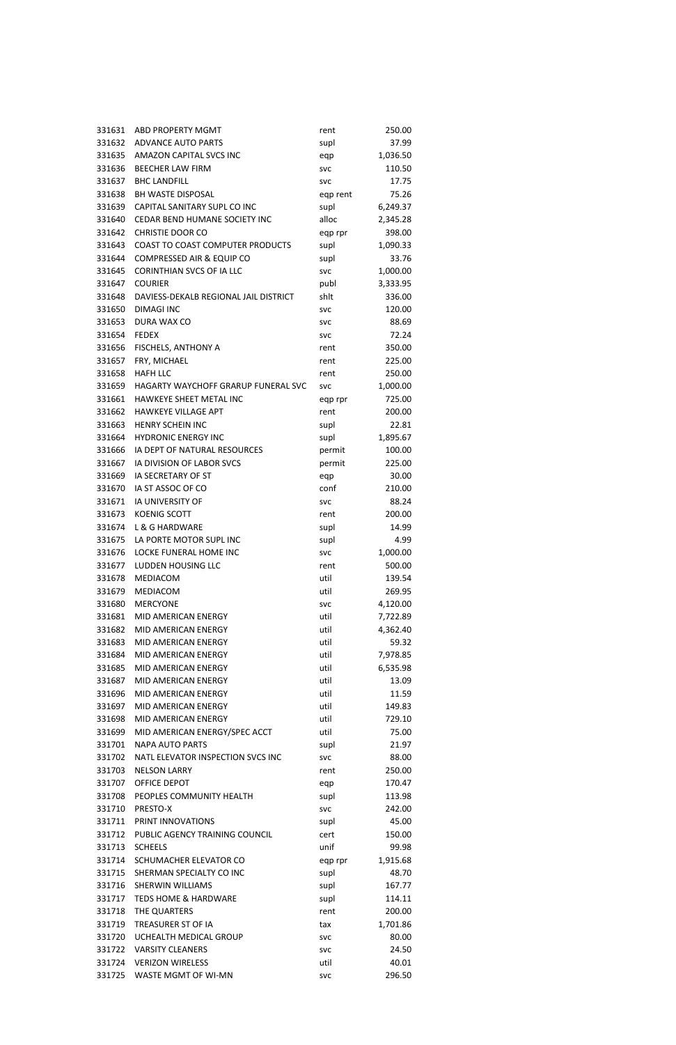| | | | |
|---|---|---|---|
| 331631 | ABD PROPERTY MGMT | rent | 250.00 |
| 331632 | ADVANCE AUTO PARTS | supl | 37.99 |
| 331635 | AMAZON CAPITAL SVCS INC | eqp | 1,036.50 |
| 331636 | BEECHER LAW FIRM | svc | 110.50 |
| 331637 | BHC LANDFILL | svc | 17.75 |
| 331638 | BH WASTE DISPOSAL | eqp rent | 75.26 |
| 331639 | CAPITAL SANITARY SUPL CO INC | supl | 6,249.37 |
| 331640 | CEDAR BEND HUMANE SOCIETY INC | alloc | 2,345.28 |
| 331642 | CHRISTIE DOOR CO | eqp rpr | 398.00 |
| 331643 | COAST TO COAST COMPUTER PRODUCTS | supl | 1,090.33 |
| 331644 | COMPRESSED AIR & EQUIP CO | supl | 33.76 |
| 331645 | CORINTHIAN SVCS OF IA LLC | svc | 1,000.00 |
| 331647 | COURIER | publ | 3,333.95 |
| 331648 | DAVIESS-DEKALB REGIONAL JAIL DISTRICT | shlt | 336.00 |
| 331650 | DIMAGI INC | svc | 120.00 |
| 331653 | DURA WAX CO | svc | 88.69 |
| 331654 | FEDEX | svc | 72.24 |
| 331656 | FISCHELS, ANTHONY A | rent | 350.00 |
| 331657 | FRY, MICHAEL | rent | 225.00 |
| 331658 | HAFH LLC | rent | 250.00 |
| 331659 | HAGARTY WAYCHOFF GRARUP FUNERAL SVC | svc | 1,000.00 |
| 331661 | HAWKEYE SHEET METAL INC | eqp rpr | 725.00 |
| 331662 | HAWKEYE VILLAGE APT | rent | 200.00 |
| 331663 | HENRY SCHEIN INC | supl | 22.81 |
| 331664 | HYDRONIC ENERGY INC | supl | 1,895.67 |
| 331666 | IA DEPT OF NATURAL RESOURCES | permit | 100.00 |
| 331667 | IA DIVISION OF LABOR SVCS | permit | 225.00 |
| 331669 | IA SECRETARY OF ST | eqp | 30.00 |
| 331670 | IA ST ASSOC OF CO | conf | 210.00 |
| 331671 | IA UNIVERSITY OF | svc | 88.24 |
| 331673 | KOENIG SCOTT | rent | 200.00 |
| 331674 | L & G HARDWARE | supl | 14.99 |
| 331675 | LA PORTE MOTOR SUPL INC | supl | 4.99 |
| 331676 | LOCKE FUNERAL HOME INC | svc | 1,000.00 |
| 331677 | LUDDEN HOUSING LLC | rent | 500.00 |
| 331678 | MEDIACOM | util | 139.54 |
| 331679 | MEDIACOM | util | 269.95 |
| 331680 | MERCYONE | svc | 4,120.00 |
| 331681 | MID AMERICAN ENERGY | util | 7,722.89 |
| 331682 | MID AMERICAN ENERGY | util | 4,362.40 |
| 331683 | MID AMERICAN ENERGY | util | 59.32 |
| 331684 | MID AMERICAN ENERGY | util | 7,978.85 |
| 331685 | MID AMERICAN ENERGY | util | 6,535.98 |
| 331687 | MID AMERICAN ENERGY | util | 13.09 |
| 331696 | MID AMERICAN ENERGY | util | 11.59 |
| 331697 | MID AMERICAN ENERGY | util | 149.83 |
| 331698 | MID AMERICAN ENERGY | util | 729.10 |
| 331699 | MID AMERICAN ENERGY/SPEC ACCT | util | 75.00 |
| 331701 | NAPA AUTO PARTS | supl | 21.97 |
| 331702 | NATL ELEVATOR INSPECTION SVCS INC | svc | 88.00 |
| 331703 | NELSON LARRY | rent | 250.00 |
| 331707 | OFFICE DEPOT | eqp | 170.47 |
| 331708 | PEOPLES COMMUNITY HEALTH | supl | 113.98 |
| 331710 | PRESTO-X | svc | 242.00 |
| 331711 | PRINT INNOVATIONS | supl | 45.00 |
| 331712 | PUBLIC AGENCY TRAINING COUNCIL | cert | 150.00 |
| 331713 | SCHEELS | unif | 99.98 |
| 331714 | SCHUMACHER ELEVATOR CO | eqp rpr | 1,915.68 |
| 331715 | SHERMAN SPECIALTY CO INC | supl | 48.70 |
| 331716 | SHERWIN WILLIAMS | supl | 167.77 |
| 331717 | TEDS HOME & HARDWARE | supl | 114.11 |
| 331718 | THE QUARTERS | rent | 200.00 |
| 331719 | TREASURER ST OF IA | tax | 1,701.86 |
| 331720 | UCHEALTH MEDICAL GROUP | svc | 80.00 |
| 331722 | VARSITY CLEANERS | svc | 24.50 |
| 331724 | VERIZON WIRELESS | util | 40.01 |
| 331725 | WASTE MGMT OF WI-MN | svc | 296.50 |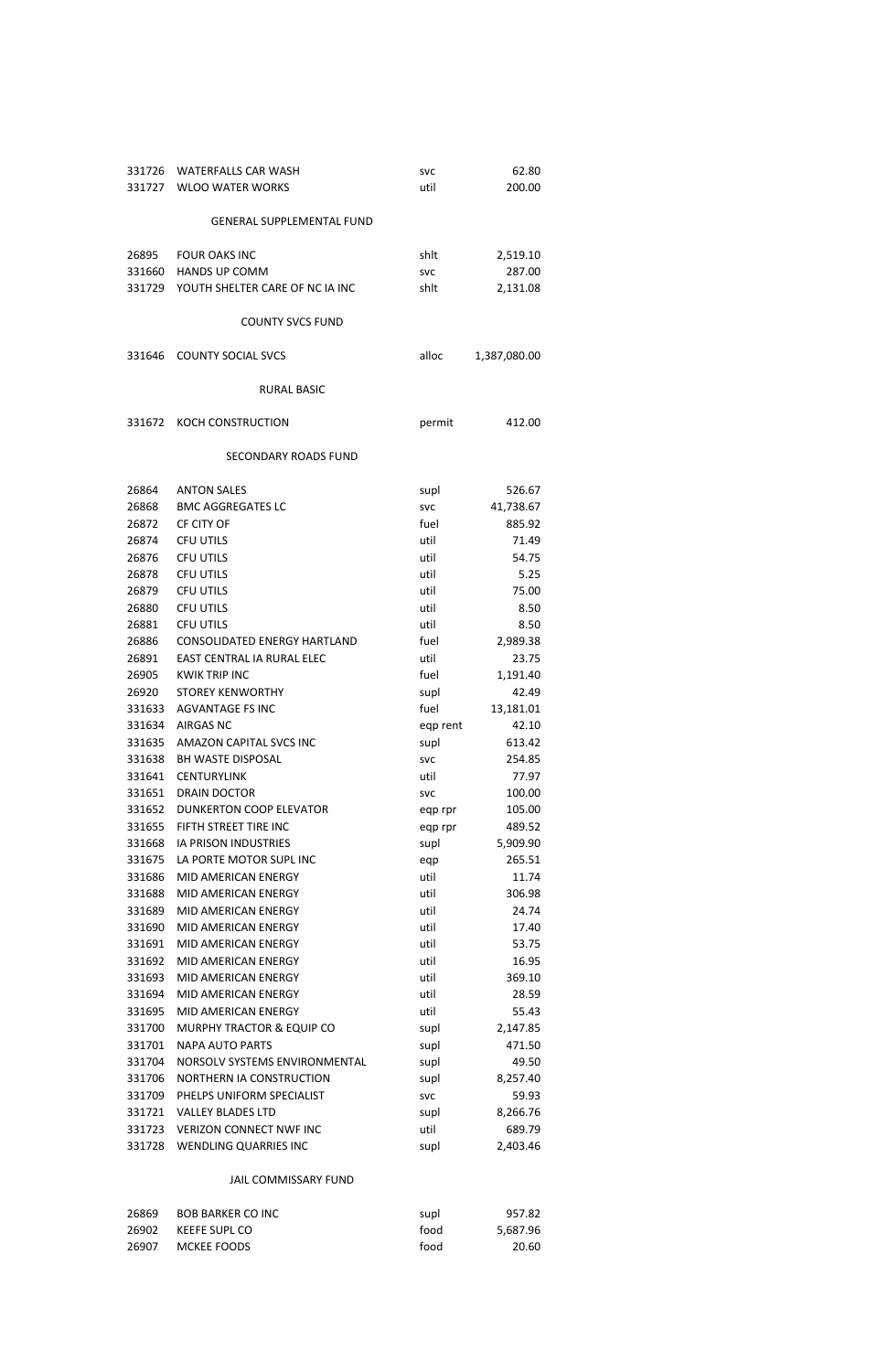| | | | |
|---|---|---|---|
| 331726 | WATERFALLS CAR WASH | svc | 62.80 |
| 331727 | WLOO WATER WORKS | util | 200.00 |

GENERAL SUPPLEMENTAL FUND

| | | | |
|---|---|---|---|
| 26895 | FOUR OAKS INC | shlt | 2,519.10 |
| 331660 | HANDS UP COMM | svc | 287.00 |
| 331729 | YOUTH SHELTER CARE OF NC IA INC | shlt | 2,131.08 |

COUNTY SVCS FUND

| | | | |
|---|---|---|---|
| 331646 | COUNTY SOCIAL SVCS | alloc | 1,387,080.00 |

RURAL BASIC

| | | | |
|---|---|---|---|
| 331672 | KOCH CONSTRUCTION | permit | 412.00 |

SECONDARY ROADS FUND

| | | | |
|---|---|---|---|
| 26864 | ANTON SALES | supl | 526.67 |
| 26868 | BMC AGGREGATES LC | svc | 41,738.67 |
| 26872 | CF CITY OF | fuel | 885.92 |
| 26874 | CFU UTILS | util | 71.49 |
| 26876 | CFU UTILS | util | 54.75 |
| 26878 | CFU UTILS | util | 5.25 |
| 26879 | CFU UTILS | util | 75.00 |
| 26880 | CFU UTILS | util | 8.50 |
| 26881 | CFU UTILS | util | 8.50 |
| 26886 | CONSOLIDATED ENERGY HARTLAND | fuel | 2,989.38 |
| 26891 | EAST CENTRAL IA RURAL ELEC | util | 23.75 |
| 26905 | KWIK TRIP INC | fuel | 1,191.40 |
| 26920 | STOREY KENWORTHY | supl | 42.49 |
| 331633 | AGVANTAGE FS INC | fuel | 13,181.01 |
| 331634 | AIRGAS NC | eqp rent | 42.10 |
| 331635 | AMAZON CAPITAL SVCS INC | supl | 613.42 |
| 331638 | BH WASTE DISPOSAL | svc | 254.85 |
| 331641 | CENTURYLINK | util | 77.97 |
| 331651 | DRAIN DOCTOR | svc | 100.00 |
| 331652 | DUNKERTON COOP ELEVATOR | eqp rpr | 105.00 |
| 331655 | FIFTH STREET TIRE INC | eqp rpr | 489.52 |
| 331668 | IA PRISON INDUSTRIES | supl | 5,909.90 |
| 331675 | LA PORTE MOTOR SUPL INC | eqp | 265.51 |
| 331686 | MID AMERICAN ENERGY | util | 11.74 |
| 331688 | MID AMERICAN ENERGY | util | 306.98 |
| 331689 | MID AMERICAN ENERGY | util | 24.74 |
| 331690 | MID AMERICAN ENERGY | util | 17.40 |
| 331691 | MID AMERICAN ENERGY | util | 53.75 |
| 331692 | MID AMERICAN ENERGY | util | 16.95 |
| 331693 | MID AMERICAN ENERGY | util | 369.10 |
| 331694 | MID AMERICAN ENERGY | util | 28.59 |
| 331695 | MID AMERICAN ENERGY | util | 55.43 |
| 331700 | MURPHY TRACTOR & EQUIP CO | supl | 2,147.85 |
| 331701 | NAPA AUTO PARTS | supl | 471.50 |
| 331704 | NORSOLV SYSTEMS ENVIRONMENTAL | supl | 49.50 |
| 331706 | NORTHERN IA CONSTRUCTION | supl | 8,257.40 |
| 331709 | PHELPS UNIFORM SPECIALIST | svc | 59.93 |
| 331721 | VALLEY BLADES LTD | supl | 8,266.76 |
| 331723 | VERIZON CONNECT NWF INC | util | 689.79 |
| 331728 | WENDLING QUARRIES INC | supl | 2,403.46 |

JAIL COMMISSARY FUND

| | | | |
|---|---|---|---|
| 26869 | BOB BARKER CO INC | supl | 957.82 |
| 26902 | KEEFE SUPL CO | food | 5,687.96 |
| 26907 | MCKEE FOODS | food | 20.60 |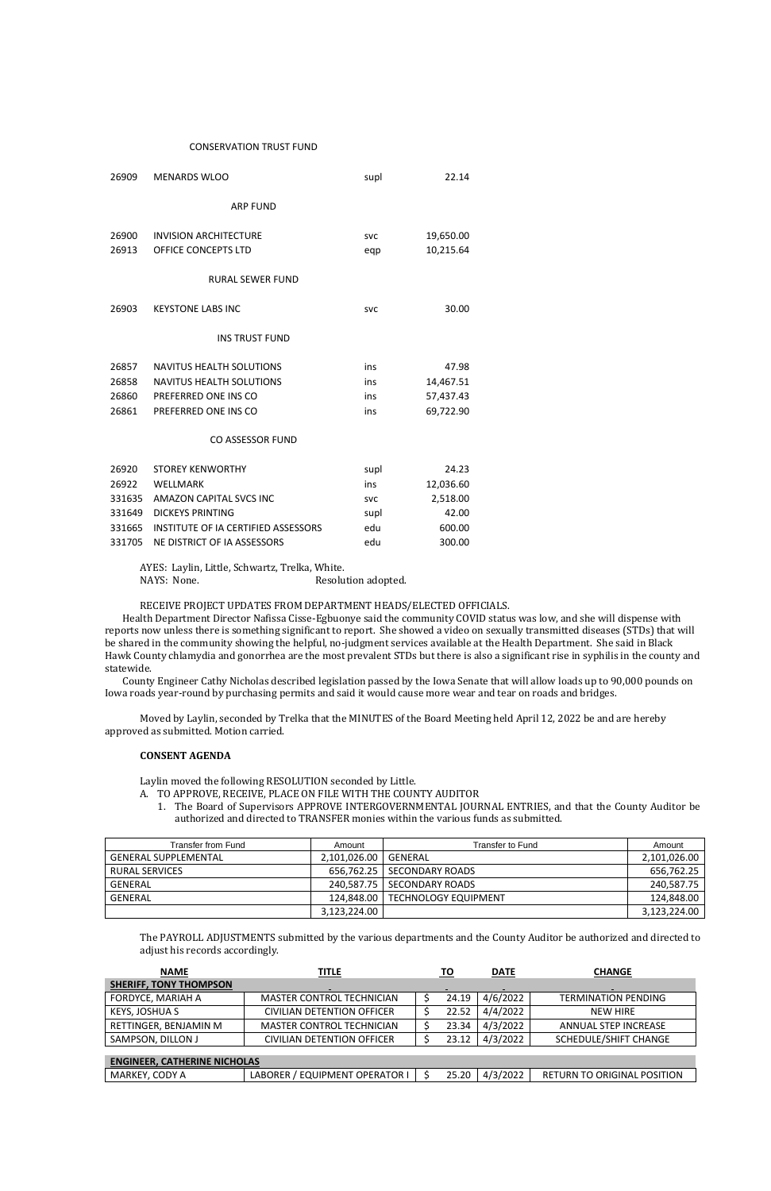CONSERVATION TRUST FUND

| | | | |
|---|---|---|---|
| 26909 | MENARDS WLOO | supl | 22.14 |

ARP FUND

| | | | |
|---|---|---|---|
| 26900 | INVISION ARCHITECTURE | svc | 19,650.00 |
| 26913 | OFFICE CONCEPTS LTD | eqp | 10,215.64 |

RURAL SEWER FUND

| | | | |
|---|---|---|---|
| 26903 | KEYSTONE LABS INC | svc | 30.00 |

INS TRUST FUND

| | | | |
|---|---|---|---|
| 26857 | NAVITUS HEALTH SOLUTIONS | ins | 47.98 |
| 26858 | NAVITUS HEALTH SOLUTIONS | ins | 14,467.51 |
| 26860 | PREFERRED ONE INS CO | ins | 57,437.43 |
| 26861 | PREFERRED ONE INS CO | ins | 69,722.90 |

CO ASSESSOR FUND

| | | | |
|---|---|---|---|
| 26920 | STOREY KENWORTHY | supl | 24.23 |
| 26922 | WELLMARK | ins | 12,036.60 |
| 331635 | AMAZON CAPITAL SVCS INC | svc | 2,518.00 |
| 331649 | DICKEYS PRINTING | supl | 42.00 |
| 331665 | INSTITUTE OF IA CERTIFIED ASSESSORS | edu | 600.00 |
| 331705 | NE DISTRICT OF IA ASSESSORS | edu | 300.00 |

AYES: Laylin, Little, Schwartz, Trelka, White.
NAYS: None. Resolution adopted.

RECEIVE PROJECT UPDATES FROM DEPARTMENT HEADS/ELECTED OFFICIALS.

Health Department Director Nafissa Cisse-Egbuonye said the community COVID status was low, and she will dispense with reports now unless there is something significant to report. She showed a video on sexually transmitted diseases (STDs) that will be shared in the community showing the helpful, no-judgment services available at the Health Department. She said in Black Hawk County chlamydia and gonorrhea are the most prevalent STDs but there is also a significant rise in syphilis in the county and statewide.

County Engineer Cathy Nicholas described legislation passed by the Iowa Senate that will allow loads up to 90,000 pounds on Iowa roads year-round by purchasing permits and said it would cause more wear and tear on roads and bridges.

Moved by Laylin, seconded by Trelka that the MINUTES of the Board Meeting held April 12, 2022 be and are hereby approved as submitted. Motion carried.

**CONSENT AGENDA**

Laylin moved the following RESOLUTION seconded by Little.

A. TO APPROVE, RECEIVE, PLACE ON FILE WITH THE COUNTY AUDITOR
   1. The Board of Supervisors APPROVE INTERGOVERNMENTAL JOURNAL ENTRIES, and that the County Auditor be authorized and directed to TRANSFER monies within the various funds as submitted.

| Transfer from Fund | Amount | Transfer to Fund | Amount |
|---|---|---|---|
| GENERAL SUPPLEMENTAL | 2,101,026.00 | GENERAL | 2,101,026.00 |
| RURAL SERVICES | 656,762.25 | SECONDARY ROADS | 656,762.25 |
| GENERAL | 240,587.75 | SECONDARY ROADS | 240,587.75 |
| GENERAL | 124,848.00 | TECHNOLOGY EQUIPMENT | 124,848.00 |
| | 3,123,224.00 | | 3,123,224.00 |

The PAYROLL ADJUSTMENTS submitted by the various departments and the County Auditor be authorized and directed to adjust his records accordingly.

| NAME | TITLE | TO | DATE | CHANGE |
|---|---|---|---|---|
| **SHERIFF, TONY THOMPSON** | | | | |
| FORDYCE, MARIAH A | MASTER CONTROL TECHNICIAN | $ 24.19 | 4/6/2022 | TERMINATION PENDING |
| KEYS, JOSHUA S | CIVILIAN DETENTION OFFICER | $ 22.52 | 4/4/2022 | NEW HIRE |
| RETTINGER, BENJAMIN M | MASTER CONTROL TECHNICIAN | $ 23.34 | 4/3/2022 | ANNUAL STEP INCREASE |
| SAMPSON, DILLON J | CIVILIAN DETENTION OFFICER | $ 23.12 | 4/3/2022 | SCHEDULE/SHIFT CHANGE |
| **ENGINEER, CATHERINE NICHOLAS** | | | | |
| MARKEY, CODY A | LABORER / EQUIPMENT OPERATOR I | $ 25.20 | 4/3/2022 | RETURN TO ORIGINAL POSITION |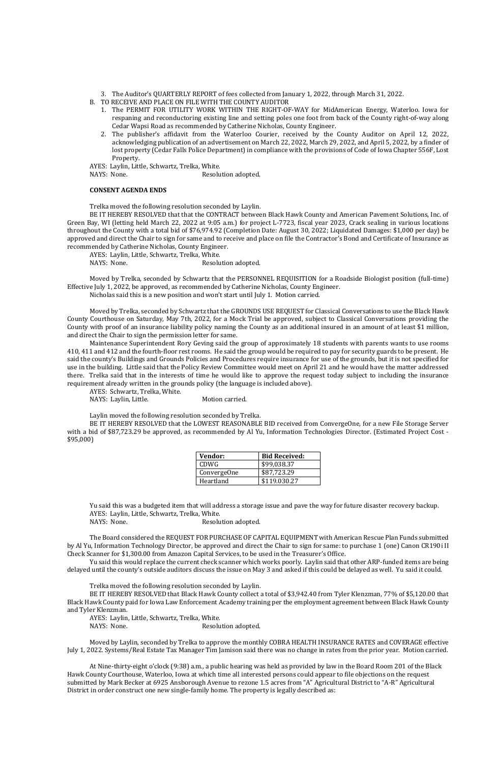3. The Auditor's QUARTERLY REPORT of fees collected from January 1, 2022, through March 31, 2022.

B. TO RECEIVE AND PLACE ON FILE WITH THE COUNTY AUDITOR

1. The PERMIT FOR UTILITY WORK WITHIN THE RIGHT-OF-WAY for MidAmerican Energy, Waterloo. Iowa for respaning and reconductoring existing line and setting poles one foot from back of the County right-of-way along Cedar Wapsi Road as recommended by Catherine Nicholas, County Engineer.
2. The publisher's affidavit from the Waterloo Courier, received by the County Auditor on April 12, 2022, acknowledging publication of an advertisement on March 22, 2022, March 29, 2022, and April 5, 2022, by a finder of lost property (Cedar Falls Police Department) in compliance with the provisions of Code of Iowa Chapter 556F, Lost Property.

AYES: Laylin, Little, Schwartz, Trelka, White.
NAYS: None. Resolution adopted.

**CONSENT AGENDA ENDS**

Trelka moved the following resolution seconded by Laylin.

BE IT HEREBY RESOLVED that that the CONTRACT between Black Hawk County and American Pavement Solutions, Inc. of Green Bay, WI (letting held March 22, 2022 at 9:05 a.m.) for project L-7723, fiscal year 2023, Crack sealing in various locations throughout the County with a total bid of $76,974.92 (Completion Date: August 30, 2022; Liquidated Damages: $1,000 per day) be approved and direct the Chair to sign for same and to receive and place on file the Contractor's Bond and Certificate of Insurance as recommended by Catherine Nicholas, County Engineer.

AYES: Laylin, Little, Schwartz, Trelka, White.
NAYS: None. Resolution adopted.

Moved by Trelka, seconded by Schwartz that the PERSONNEL REQUISITION for a Roadside Biologist position (full-time) Effective July 1, 2022, be approved, as recommended by Catherine Nicholas, County Engineer.

Nicholas said this is a new position and won't start until July 1. Motion carried.

Moved by Trelka, seconded by Schwartz that the GROUNDS USE REQUEST for Classical Conversations to use the Black Hawk County Courthouse on Saturday, May 7th, 2022, for a Mock Trial be approved, subject to Classical Conversations providing the County with proof of an insurance liability policy naming the County as an additional insured in an amount of at least $1 million, and direct the Chair to sign the permission letter for same.

Maintenance Superintendent Rory Geving said the group of approximately 18 students with parents wants to use rooms 410, 411 and 412 and the fourth-floor rest rooms. He said the group would be required to pay for security guards to be present. He said the county's Buildings and Grounds Policies and Procedures require insurance for use of the grounds, but it is not specified for use in the building. Little said that the Policy Review Committee would meet on April 21 and he would have the matter addressed there. Trelka said that in the interests of time he would like to approve the request today subject to including the insurance requirement already written in the grounds policy (the language is included above).

AYES: Schwartz, Trelka, White.
NAYS: Laylin, Little. Motion carried.

Laylin moved the following resolution seconded by Trelka.

BE IT HEREBY RESOLVED that the LOWEST REASONABLE BID received from ConvergeOne, for a new File Storage Server with a bid of $87,723.29 be approved, as recommended by Al Yu, Information Technologies Director. (Estimated Project Cost - $95,000)

| Vendor: | Bid Received: |
|---|---|
| CDWG | $99,038.37 |
| ConvergeOne | $87,723.29 |
| Heartland | $119.030.27 |

Yu said this was a budgeted item that will address a storage issue and pave the way for future disaster recovery backup.

AYES: Laylin, Little, Schwartz, Trelka, White.
NAYS: None. Resolution adopted.

The Board considered the REQUEST FOR PURCHASE OF CAPITAL EQUIPMENT with American Rescue Plan Funds submitted by Al Yu, Information Technology Director, be approved and direct the Chair to sign for same: to purchase 1 (one) Canon CR190i II Check Scanner for $1,300.00 from Amazon Capital Services, to be used in the Treasurer's Office.

Yu said this would replace the current check scanner which works poorly. Laylin said that other ARP-funded items are being delayed until the county's outside auditors discuss the issue on May 3 and asked if this could be delayed as well. Yu said it could.

Trelka moved the following resolution seconded by Laylin.

BE IT HEREBY RESOLVED that Black Hawk County collect a total of $3,942.40 from Tyler Klenzman, 77% of $5,120.00 that Black Hawk County paid for Iowa Law Enforcement Academy training per the employment agreement between Black Hawk County and Tyler Klenzman.

AYES: Laylin, Little, Schwartz, Trelka, White.
NAYS: None. Resolution adopted.

Moved by Laylin, seconded by Trelka to approve the monthly COBRA HEALTH INSURANCE RATES and COVERAGE effective July 1, 2022. Systems/Real Estate Tax Manager Tim Jamison said there was no change in rates from the prior year. Motion carried.

At Nine-thirty-eight o'clock (9:38) a.m., a public hearing was held as provided by law in the Board Room 201 of the Black Hawk County Courthouse, Waterloo, Iowa at which time all interested persons could appear to file objections on the request submitted by Mark Becker at 6925 Ansborough Avenue to rezone 1.5 acres from "A" Agricultural District to "A-R" Agricultural District in order construct one new single-family home. The property is legally described as: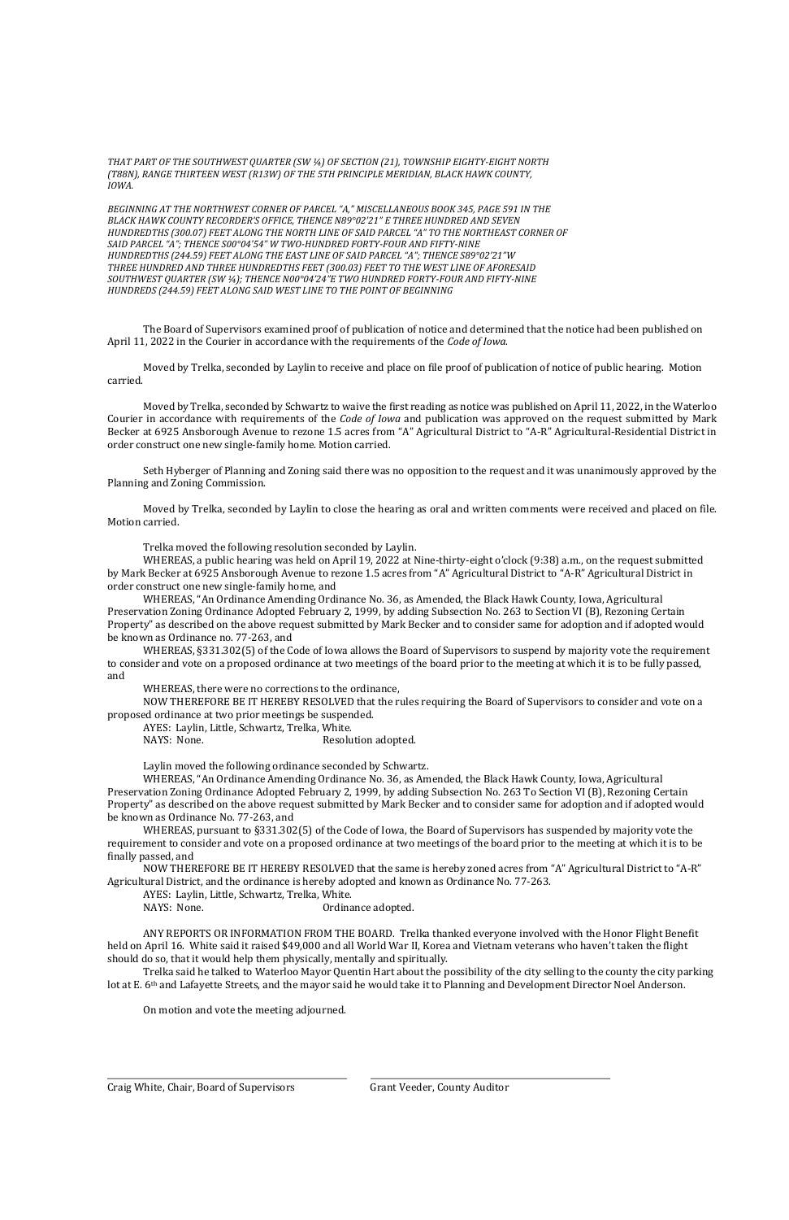*THAT PART OF THE SOUTHWEST QUARTER (SW ¼) OF SECTION (21), TOWNSHIP EIGHTY-EIGHT NORTH (T88N), RANGE THIRTEEN WEST (R13W) OF THE 5TH PRINCIPLE MERIDIAN, BLACK HAWK COUNTY, IOWA.*

*BEGINNING AT THE NORTHWEST CORNER OF PARCEL "A," MISCELLANEOUS BOOK 345, PAGE 591 IN THE BLACK HAWK COUNTY RECORDER'S OFFICE, THENCE N89°02'21" E THREE HUNDRED AND SEVEN HUNDREDTHS (300.07) FEET ALONG THE NORTH LINE OF SAID PARCEL "A" TO THE NORTHEAST CORNER OF SAID PARCEL "A"; THENCE S00°04'54" W TWO-HUNDRED FORTY-FOUR AND FIFTY-NINE HUNDREDTHS (244.59) FEET ALONG THE EAST LINE OF SAID PARCEL "A"; THENCE S89°02'21"W THREE HUNDRED AND THREE HUNDREDTHS FEET (300.03) FEET TO THE WEST LINE OF AFORESAID SOUTHWEST QUARTER (SW ¼); THENCE N00°04'24"E TWO HUNDRED FORTY-FOUR AND FIFTY-NINE HUNDREDS (244.59) FEET ALONG SAID WEST LINE TO THE POINT OF BEGINNING*

The Board of Supervisors examined proof of publication of notice and determined that the notice had been published on April 11, 2022 in the Courier in accordance with the requirements of the *Code of Iowa*.

Moved by Trelka, seconded by Laylin to receive and place on file proof of publication of notice of public hearing. Motion carried.

Moved by Trelka, seconded by Schwartz to waive the first reading as notice was published on April 11, 2022, in the Waterloo Courier in accordance with requirements of the *Code of Iowa* and publication was approved on the request submitted by Mark Becker at 6925 Ansborough Avenue to rezone 1.5 acres from "A" Agricultural District to "A-R" Agricultural-Residential District in order construct one new single-family home. Motion carried.

Seth Hyberger of Planning and Zoning said there was no opposition to the request and it was unanimously approved by the Planning and Zoning Commission.

Moved by Trelka, seconded by Laylin to close the hearing as oral and written comments were received and placed on file. Motion carried.

Trelka moved the following resolution seconded by Laylin.

WHEREAS, a public hearing was held on April 19, 2022 at Nine-thirty-eight o'clock (9:38) a.m., on the request submitted by Mark Becker at 6925 Ansborough Avenue to rezone 1.5 acres from "A" Agricultural District to "A-R" Agricultural District in order construct one new single-family home, and

WHEREAS, "An Ordinance Amending Ordinance No. 36, as Amended, the Black Hawk County, Iowa, Agricultural Preservation Zoning Ordinance Adopted February 2, 1999, by adding Subsection No. 263 to Section VI (B), Rezoning Certain Property" as described on the above request submitted by Mark Becker and to consider same for adoption and if adopted would be known as Ordinance no. 77-263, and

WHEREAS, §331.302(5) of the Code of Iowa allows the Board of Supervisors to suspend by majority vote the requirement to consider and vote on a proposed ordinance at two meetings of the board prior to the meeting at which it is to be fully passed, and

WHEREAS, there were no corrections to the ordinance,

NOW THEREFORE BE IT HEREBY RESOLVED that the rules requiring the Board of Supervisors to consider and vote on a proposed ordinance at two prior meetings be suspended.

AYES: Laylin, Little, Schwartz, Trelka, White.
NAYS: None. Resolution adopted.

Laylin moved the following ordinance seconded by Schwartz.

WHEREAS, "An Ordinance Amending Ordinance No. 36, as Amended, the Black Hawk County, Iowa, Agricultural Preservation Zoning Ordinance Adopted February 2, 1999, by adding Subsection No. 263 To Section VI (B), Rezoning Certain Property" as described on the above request submitted by Mark Becker and to consider same for adoption and if adopted would be known as Ordinance No. 77-263, and

WHEREAS, pursuant to §331.302(5) of the Code of Iowa, the Board of Supervisors has suspended by majority vote the requirement to consider and vote on a proposed ordinance at two meetings of the board prior to the meeting at which it is to be finally passed, and

NOW THEREFORE BE IT HEREBY RESOLVED that the same is hereby zoned acres from "A" Agricultural District to "A-R" Agricultural District, and the ordinance is hereby adopted and known as Ordinance No. 77-263.

AYES: Laylin, Little, Schwartz, Trelka, White.
NAYS: None. Ordinance adopted.

ANY REPORTS OR INFORMATION FROM THE BOARD. Trelka thanked everyone involved with the Honor Flight Benefit held on April 16. White said it raised $49,000 and all World War II, Korea and Vietnam veterans who haven't taken the flight should do so, that it would help them physically, mentally and spiritually.

Trelka said he talked to Waterloo Mayor Quentin Hart about the possibility of the city selling to the county the city parking lot at E. 6th and Lafayette Streets, and the mayor said he would take it to Planning and Development Director Noel Anderson.

On motion and vote the meeting adjourned.

Craig White, Chair, Board of Supervisors

Grant Veeder, County Auditor